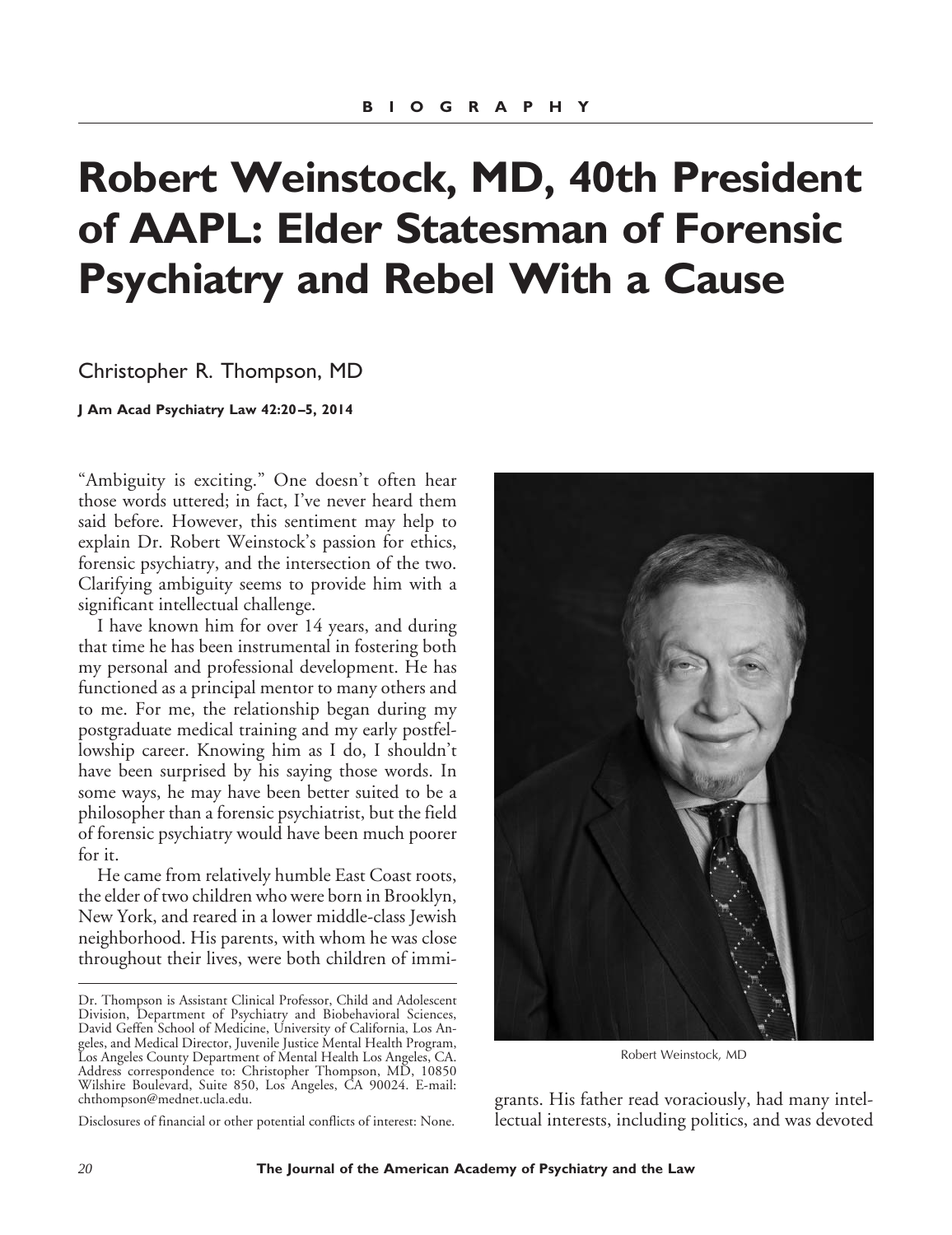BIOGRAPHY

# Robert Weinstock, MD, 40th President of AAPL: Elder Statesman of Forensic Psychiatry and Rebel With a Cause

Christopher R. Thompson, MD

**J Am Acad Psychiatry Law 42:20–5, 2014**

"Ambiguity is exciting." One doesn't often hear those words uttered; in fact, I've never heard them said before. However, this sentiment may help to explain Dr. Robert Weinstock's passion for ethics, forensic psychiatry, and the intersection of the two. Clarifying ambiguity seems to provide him with a significant intellectual challenge.

I have known him for over 14 years, and during that time he has been instrumental in fostering both my personal and professional development. He has functioned as a principal mentor to many others and to me. For me, the relationship began during my postgraduate medical training and my early postfellowship career. Knowing him as I do, I shouldn't have been surprised by his saying those words. In some ways, he may have been better suited to be a philosopher than a forensic psychiatrist, but the field of forensic psychiatry would have been much poorer for it.

He came from relatively humble East Coast roots, the elder of two children who were born in Brooklyn, New York, and reared in a lower middle-class Jewish neighborhood. His parents, with whom he was close throughout their lives, were both children of immigrants. His father read voraciously, had many intellectual interests, including politics, and was devoted

Robert Weinstock, MD

Dr. Thompson is Assistant Clinical Professor, Child and Adolescent Division, Department of Psychiatry and Biobehavioral Sciences, David Geffen School of Medicine, University of California, Los Angeles, and Medical Director, Juvenile Justice Mental Health Program, Los Angeles County Department of Mental Health Los Angeles, CA. Address correspondence to: Christopher Thompson, MD, 10850 Wilshire Boulevard, Suite 850, Los Angeles, CA 90024. E-mail: chthompson@mednet.ucla.edu.

Disclosures of financial or other potential conflicts of interest: None.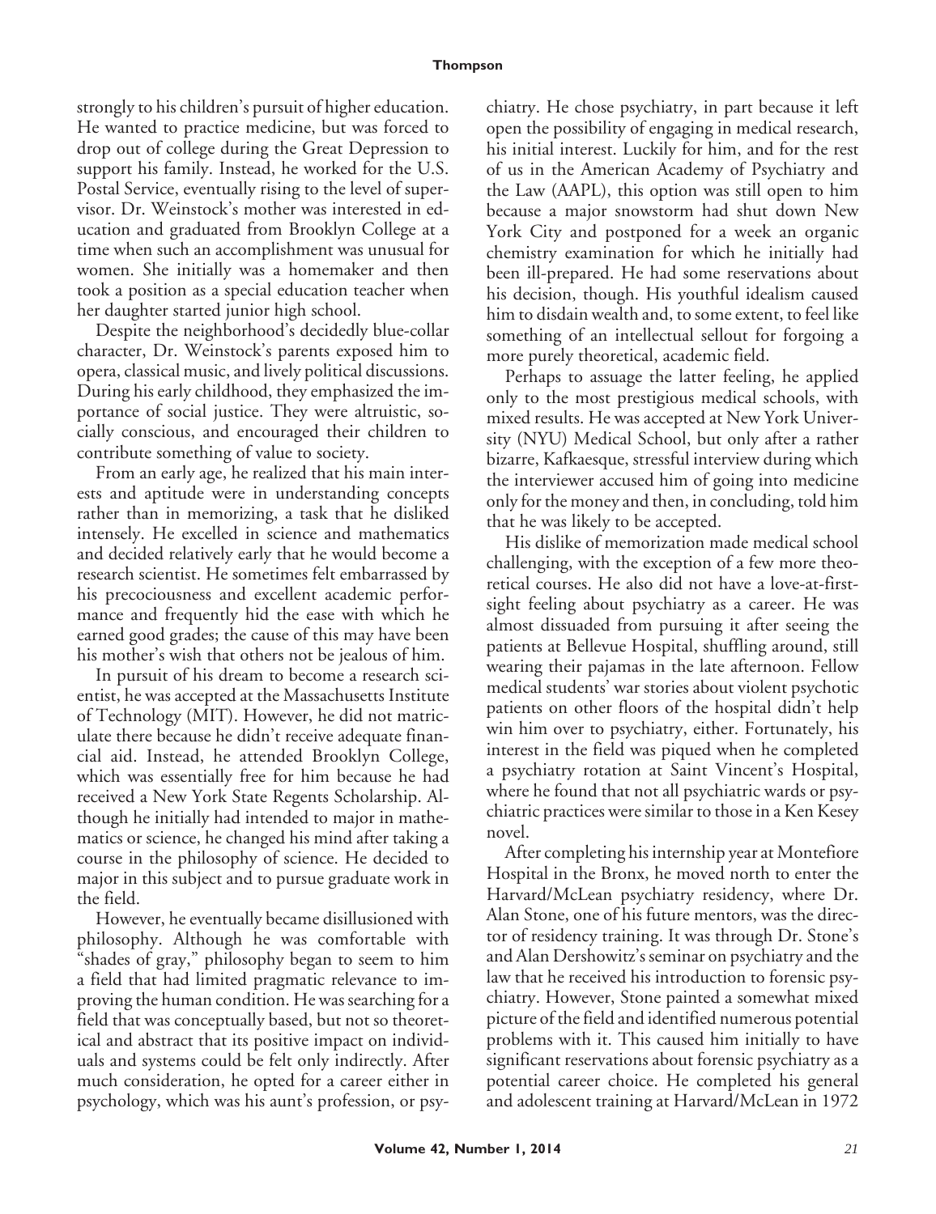strongly to his children's pursuit of higher education. He wanted to practice medicine, but was forced to drop out of college during the Great Depression to support his family. Instead, he worked for the U.S. Postal Service, eventually rising to the level of supervisor. Dr. Weinstock's mother was interested in education and graduated from Brooklyn College at a time when such an accomplishment was unusual for women. She initially was a homemaker and then took a position as a special education teacher when her daughter started junior high school.

Despite the neighborhood's decidedly blue-collar character, Dr. Weinstock's parents exposed him to opera, classical music, and lively political discussions. During his early childhood, they emphasized the importance of social justice. They were altruistic, socially conscious, and encouraged their children to contribute something of value to society.

From an early age, he realized that his main interests and aptitude were in understanding concepts rather than in memorizing, a task that he disliked intensely. He excelled in science and mathematics and decided relatively early that he would become a research scientist. He sometimes felt embarrassed by his precociousness and excellent academic performance and frequently hid the ease with which he earned good grades; the cause of this may have been his mother's wish that others not be jealous of him.

In pursuit of his dream to become a research scientist, he was accepted at the Massachusetts Institute of Technology (MIT). However, he did not matriculate there because he didn't receive adequate financial aid. Instead, he attended Brooklyn College, which was essentially free for him because he had received a New York State Regents Scholarship. Although he initially had intended to major in mathematics or science, he changed his mind after taking a course in the philosophy of science. He decided to major in this subject and to pursue graduate work in the field.

However, he eventually became disillusioned with philosophy. Although he was comfortable with "shades of gray," philosophy began to seem to him a field that had limited pragmatic relevance to improving the human condition. He was searching for a field that was conceptually based, but not so theoretical and abstract that its positive impact on individuals and systems could be felt only indirectly. After much consideration, he opted for a career either in psychology, which was his aunt's profession, or psychiatry. He chose psychiatry, in part because it left open the possibility of engaging in medical research, his initial interest. Luckily for him, and for the rest of us in the American Academy of Psychiatry and the Law (AAPL), this option was still open to him because a major snowstorm had shut down New York City and postponed for a week an organic chemistry examination for which he initially had been ill-prepared. He had some reservations about his decision, though. His youthful idealism caused him to disdain wealth and, to some extent, to feel like something of an intellectual sellout for forgoing a more purely theoretical, academic field.

Perhaps to assuage the latter feeling, he applied only to the most prestigious medical schools, with mixed results. He was accepted at New York University (NYU) Medical School, but only after a rather bizarre, Kafkaesque, stressful interview during which the interviewer accused him of going into medicine only for the money and then, in concluding, told him that he was likely to be accepted.

His dislike of memorization made medical school challenging, with the exception of a few more theoretical courses. He also did not have a love-at-first-sight feeling about psychiatry as a career. He was almost dissuaded from pursuing it after seeing the patients at Bellevue Hospital, shuffling around, still wearing their pajamas in the late afternoon. Fellow medical students' war stories about violent psychotic patients on other floors of the hospital didn't help win him over to psychiatry, either. Fortunately, his interest in the field was piqued when he completed a psychiatry rotation at Saint Vincent's Hospital, where he found that not all psychiatric wards or psychiatric practices were similar to those in a Ken Kesey novel.

After completing his internship year at Montefiore Hospital in the Bronx, he moved north to enter the Harvard/McLean psychiatry residency, where Dr. Alan Stone, one of his future mentors, was the director of residency training. It was through Dr. Stone's and Alan Dershowitz's seminar on psychiatry and the law that he received his introduction to forensic psychiatry. However, Stone painted a somewhat mixed picture of the field and identified numerous potential problems with it. This caused him initially to have significant reservations about forensic psychiatry as a potential career choice. He completed his general and adolescent training at Harvard/McLean in 1972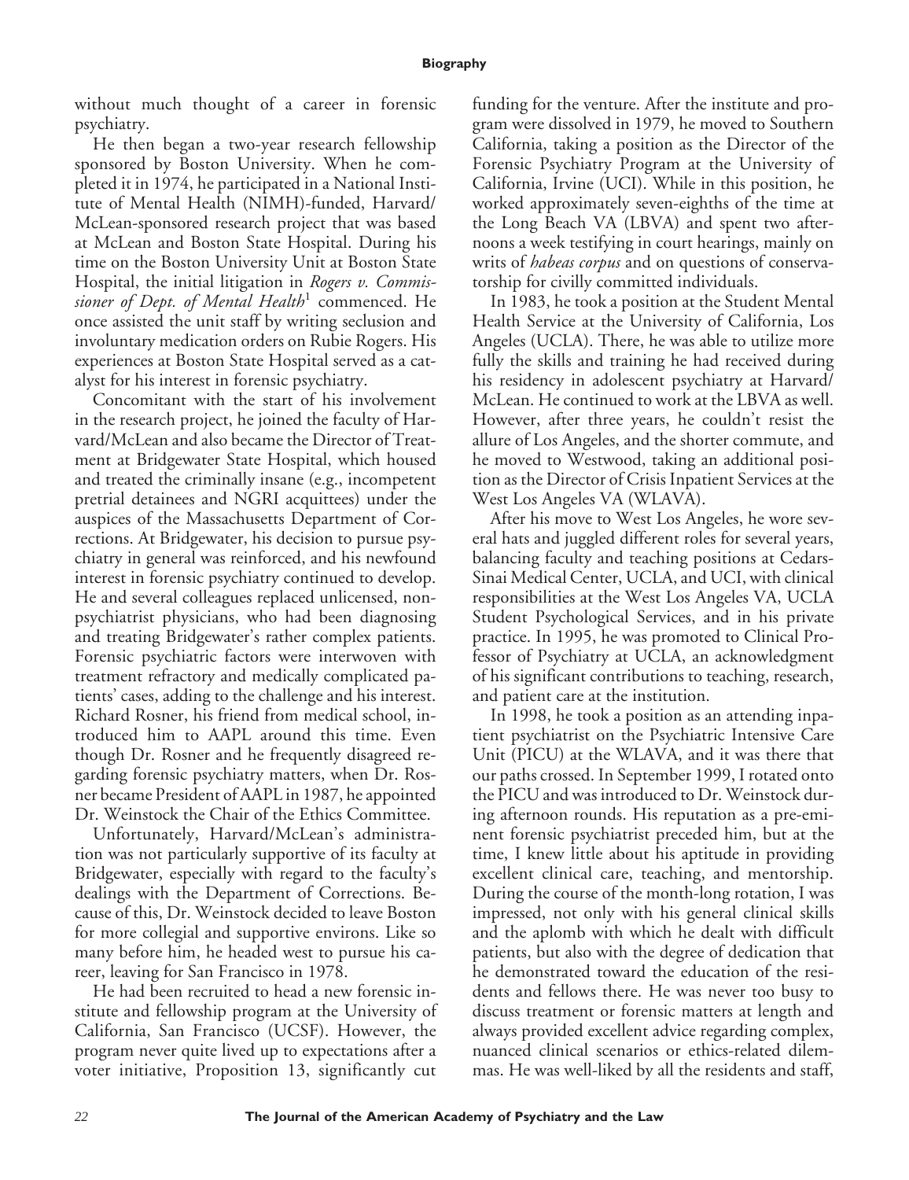without much thought of a career in forensic psychiatry.

He then began a two-year research fellowship sponsored by Boston University. When he completed it in 1974, he participated in a National Institute of Mental Health (NIMH)-funded, Harvard/McLean-sponsored research project that was based at McLean and Boston State Hospital. During his time on the Boston University Unit at Boston State Hospital, the initial litigation in *Rogers v. Commissioner of Dept. of Mental Health*[1] commenced. He once assisted the unit staff by writing seclusion and involuntary medication orders on Rubie Rogers. His experiences at Boston State Hospital served as a catalyst for his interest in forensic psychiatry.

Concomitant with the start of his involvement in the research project, he joined the faculty of Harvard/McLean and also became the Director of Treatment at Bridgewater State Hospital, which housed and treated the criminally insane (e.g., incompetent pretrial detainees and NGRI acquittees) under the auspices of the Massachusetts Department of Corrections. At Bridgewater, his decision to pursue psychiatry in general was reinforced, and his newfound interest in forensic psychiatry continued to develop. He and several colleagues replaced unlicensed, nonpsychiatrist physicians, who had been diagnosing and treating Bridgewater's rather complex patients. Forensic psychiatric factors were interwoven with treatment refractory and medically complicated patients' cases, adding to the challenge and his interest. Richard Rosner, his friend from medical school, introduced him to AAPL around this time. Even though Dr. Rosner and he frequently disagreed regarding forensic psychiatry matters, when Dr. Rosner became President of AAPL in 1987, he appointed Dr. Weinstock the Chair of the Ethics Committee.

Unfortunately, Harvard/McLean's administration was not particularly supportive of its faculty at Bridgewater, especially with regard to the faculty's dealings with the Department of Corrections. Because of this, Dr. Weinstock decided to leave Boston for more collegial and supportive environs. Like so many before him, he headed west to pursue his career, leaving for San Francisco in 1978.

He had been recruited to head a new forensic institute and fellowship program at the University of California, San Francisco (UCSF). However, the program never quite lived up to expectations after a voter initiative, Proposition 13, significantly cut funding for the venture. After the institute and program were dissolved in 1979, he moved to Southern California, taking a position as the Director of the Forensic Psychiatry Program at the University of California, Irvine (UCI). While in this position, he worked approximately seven-eighths of the time at the Long Beach VA (LBVA) and spent two afternoons a week testifying in court hearings, mainly on writs of *habeas corpus* and on questions of conservatorship for civilly committed individuals.

In 1983, he took a position at the Student Mental Health Service at the University of California, Los Angeles (UCLA). There, he was able to utilize more fully the skills and training he had received during his residency in adolescent psychiatry at Harvard/McLean. He continued to work at the LBVA as well. However, after three years, he couldn't resist the allure of Los Angeles, and the shorter commute, and he moved to Westwood, taking an additional position as the Director of Crisis Inpatient Services at the West Los Angeles VA (WLAVA).

After his move to West Los Angeles, he wore several hats and juggled different roles for several years, balancing faculty and teaching positions at Cedars-Sinai Medical Center, UCLA, and UCI, with clinical responsibilities at the West Los Angeles VA, UCLA Student Psychological Services, and in his private practice. In 1995, he was promoted to Clinical Professor of Psychiatry at UCLA, an acknowledgment of his significant contributions to teaching, research, and patient care at the institution.

In 1998, he took a position as an attending inpatient psychiatrist on the Psychiatric Intensive Care Unit (PICU) at the WLAVA, and it was there that our paths crossed. In September 1999, I rotated onto the PICU and was introduced to Dr. Weinstock during afternoon rounds. His reputation as a pre-eminent forensic psychiatrist preceded him, but at the time, I knew little about his aptitude in providing excellent clinical care, teaching, and mentorship. During the course of the month-long rotation, I was impressed, not only with his general clinical skills and the aplomb with which he dealt with difficult patients, but also with the degree of dedication that he demonstrated toward the education of the residents and fellows there. He was never too busy to discuss treatment or forensic matters at length and always provided excellent advice regarding complex, nuanced clinical scenarios or ethics-related dilemmas. He was well-liked by all the residents and staff,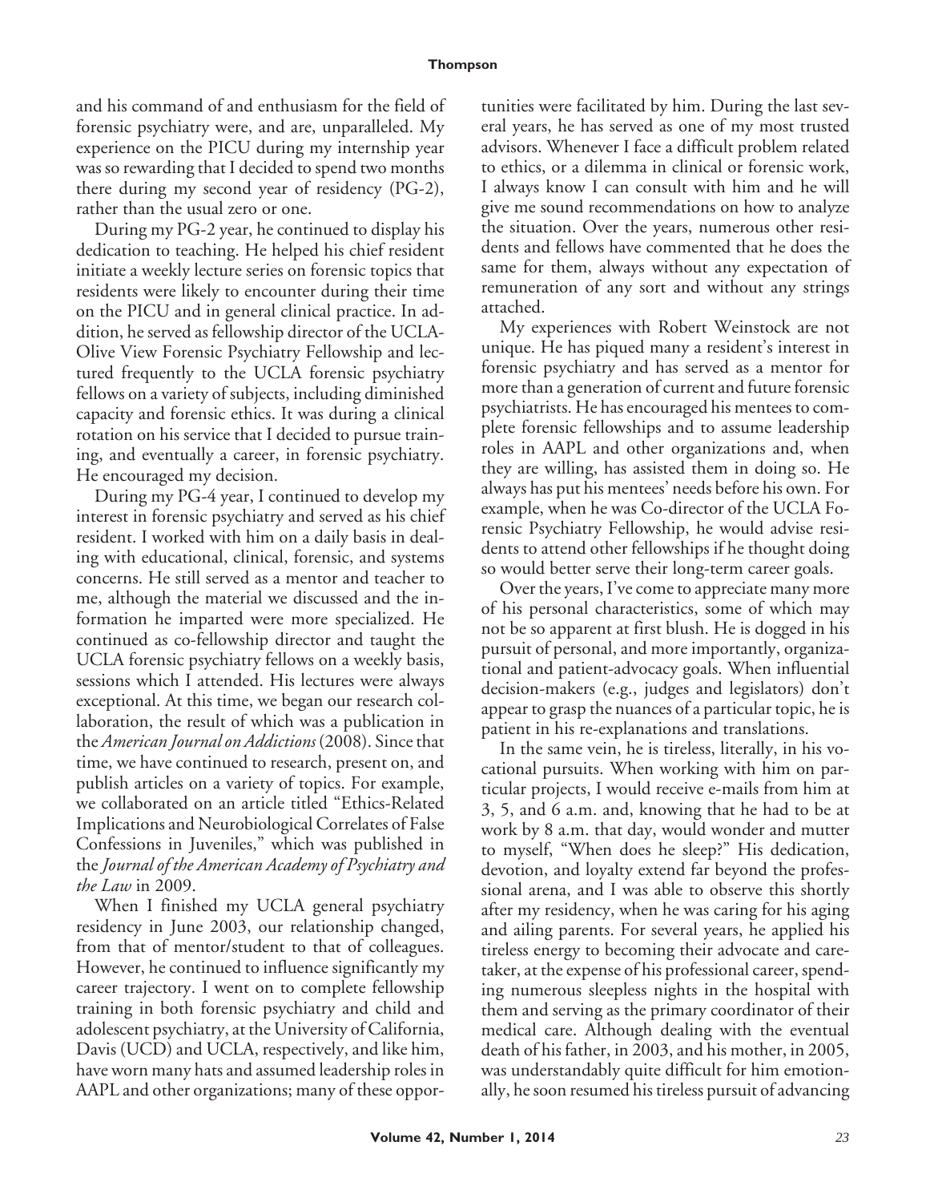and his command of and enthusiasm for the field of forensic psychiatry were, and are, unparalleled. My experience on the PICU during my internship year was so rewarding that I decided to spend two months there during my second year of residency (PG-2), rather than the usual zero or one.

During my PG-2 year, he continued to display his dedication to teaching. He helped his chief resident initiate a weekly lecture series on forensic topics that residents were likely to encounter during their time on the PICU and in general clinical practice. In addition, he served as fellowship director of the UCLA-Olive View Forensic Psychiatry Fellowship and lectured frequently to the UCLA forensic psychiatry fellows on a variety of subjects, including diminished capacity and forensic ethics. It was during a clinical rotation on his service that I decided to pursue training, and eventually a career, in forensic psychiatry. He encouraged my decision.

During my PG-4 year, I continued to develop my interest in forensic psychiatry and served as his chief resident. I worked with him on a daily basis in dealing with educational, clinical, forensic, and systems concerns. He still served as a mentor and teacher to me, although the material we discussed and the information he imparted were more specialized. He continued as co-fellowship director and taught the UCLA forensic psychiatry fellows on a weekly basis, sessions which I attended. His lectures were always exceptional. At this time, we began our research collaboration, the result of which was a publication in the *American Journal on Addictions* (2008). Since that time, we have continued to research, present on, and publish articles on a variety of topics. For example, we collaborated on an article titled "Ethics-Related Implications and Neurobiological Correlates of False Confessions in Juveniles," which was published in the *Journal of the American Academy of Psychiatry and the Law* in 2009.

When I finished my UCLA general psychiatry residency in June 2003, our relationship changed, from that of mentor/student to that of colleagues. However, he continued to influence significantly my career trajectory. I went on to complete fellowship training in both forensic psychiatry and child and adolescent psychiatry, at the University of California, Davis (UCD) and UCLA, respectively, and like him, have worn many hats and assumed leadership roles in AAPL and other organizations; many of these opportunities were facilitated by him. During the last several years, he has served as one of my most trusted advisors. Whenever I face a difficult problem related to ethics, or a dilemma in clinical or forensic work, I always know I can consult with him and he will give me sound recommendations on how to analyze the situation. Over the years, numerous other residents and fellows have commented that he does the same for them, always without any expectation of remuneration of any sort and without any strings attached.

My experiences with Robert Weinstock are not unique. He has piqued many a resident's interest in forensic psychiatry and has served as a mentor for more than a generation of current and future forensic psychiatrists. He has encouraged his mentees to complete forensic fellowships and to assume leadership roles in AAPL and other organizations and, when they are willing, has assisted them in doing so. He always has put his mentees' needs before his own. For example, when he was Co-director of the UCLA Forensic Psychiatry Fellowship, he would advise residents to attend other fellowships if he thought doing so would better serve their long-term career goals.

Over the years, I've come to appreciate many more of his personal characteristics, some of which may not be so apparent at first blush. He is dogged in his pursuit of personal, and more importantly, organizational and patient-advocacy goals. When influential decision-makers (e.g., judges and legislators) don't appear to grasp the nuances of a particular topic, he is patient in his re-explanations and translations.

In the same vein, he is tireless, literally, in his vocational pursuits. When working with him on particular projects, I would receive e-mails from him at 3, 5, and 6 a.m. and, knowing that he had to be at work by 8 a.m. that day, would wonder and mutter to myself, "When does he sleep?" His dedication, devotion, and loyalty extend far beyond the professional arena, and I was able to observe this shortly after my residency, when he was caring for his aging and ailing parents. For several years, he applied his tireless energy to becoming their advocate and caretaker, at the expense of his professional career, spending numerous sleepless nights in the hospital with them and serving as the primary coordinator of their medical care. Although dealing with the eventual death of his father, in 2003, and his mother, in 2005, was understandably quite difficult for him emotionally, he soon resumed his tireless pursuit of advancing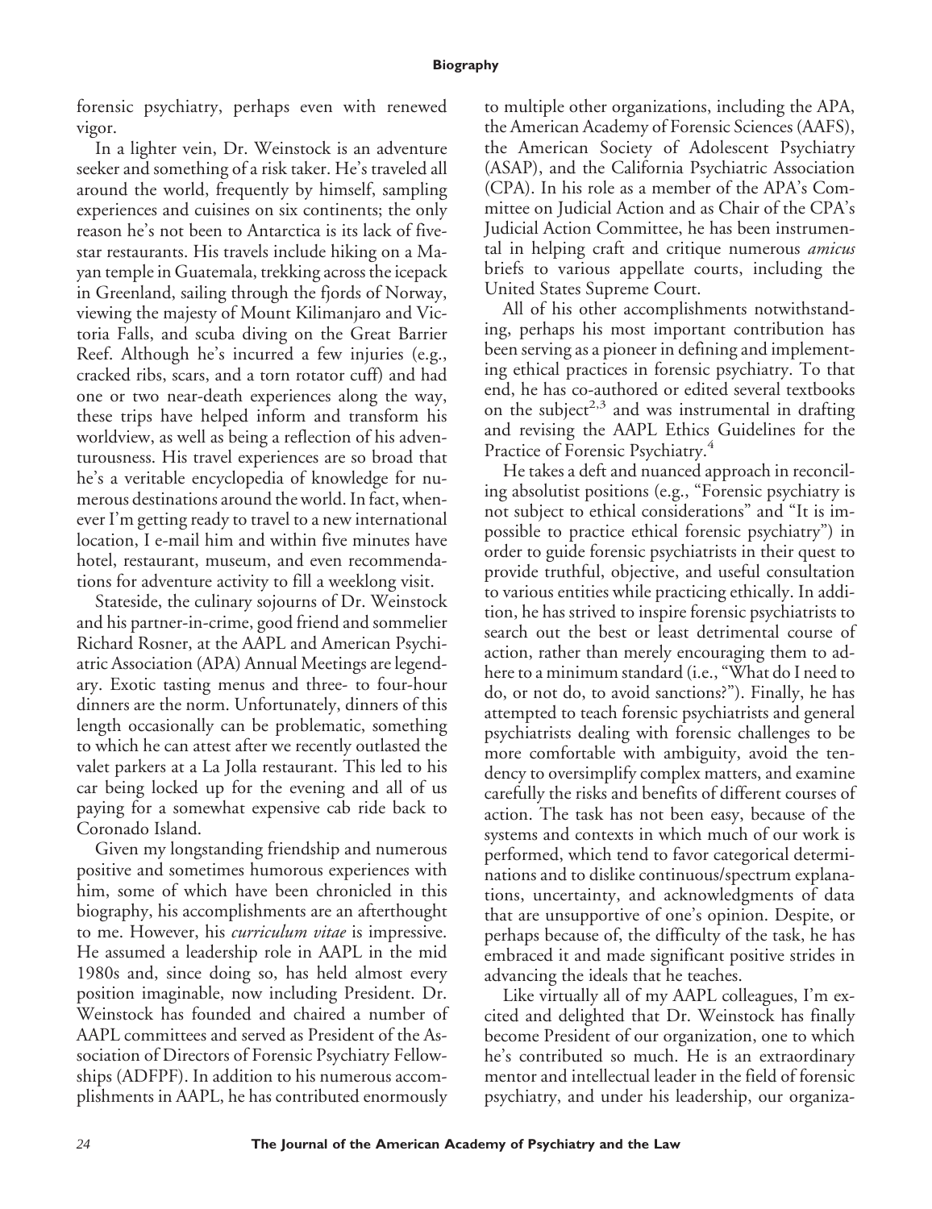forensic psychiatry, perhaps even with renewed vigor.

In a lighter vein, Dr. Weinstock is an adventure seeker and something of a risk taker. He's traveled all around the world, frequently by himself, sampling experiences and cuisines on six continents; the only reason he's not been to Antarctica is its lack of five-star restaurants. His travels include hiking on a Mayan temple in Guatemala, trekking across the icepack in Greenland, sailing through the fjords of Norway, viewing the majesty of Mount Kilimanjaro and Victoria Falls, and scuba diving on the Great Barrier Reef. Although he's incurred a few injuries (e.g., cracked ribs, scars, and a torn rotator cuff) and had one or two near-death experiences along the way, these trips have helped inform and transform his worldview, as well as being a reflection of his adventurousness. His travel experiences are so broad that he's a veritable encyclopedia of knowledge for numerous destinations around the world. In fact, whenever I'm getting ready to travel to a new international location, I e-mail him and within five minutes have hotel, restaurant, museum, and even recommendations for adventure activity to fill a weeklong visit.

Stateside, the culinary sojourns of Dr. Weinstock and his partner-in-crime, good friend and sommelier Richard Rosner, at the AAPL and American Psychiatric Association (APA) Annual Meetings are legendary. Exotic tasting menus and three- to four-hour dinners are the norm. Unfortunately, dinners of this length occasionally can be problematic, something to which he can attest after we recently outlasted the valet parkers at a La Jolla restaurant. This led to his car being locked up for the evening and all of us paying for a somewhat expensive cab ride back to Coronado Island.

Given my longstanding friendship and numerous positive and sometimes humorous experiences with him, some of which have been chronicled in this biography, his accomplishments are an afterthought to me. However, his *curriculum vitae* is impressive. He assumed a leadership role in AAPL in the mid 1980s and, since doing so, has held almost every position imaginable, now including President. Dr. Weinstock has founded and chaired a number of AAPL committees and served as President of the Association of Directors of Forensic Psychiatry Fellowships (ADFPF). In addition to his numerous accomplishments in AAPL, he has contributed enormously to multiple other organizations, including the APA, the American Academy of Forensic Sciences (AAFS), the American Society of Adolescent Psychiatry (ASAP), and the California Psychiatric Association (CPA). In his role as a member of the APA's Committee on Judicial Action and as Chair of the CPA's Judicial Action Committee, he has been instrumental in helping craft and critique numerous *amicus* briefs to various appellate courts, including the United States Supreme Court.

All of his other accomplishments notwithstanding, perhaps his most important contribution has been serving as a pioneer in defining and implementing ethical practices in forensic psychiatry. To that end, he has co-authored or edited several textbooks on the subject[2,3] and was instrumental in drafting and revising the AAPL Ethics Guidelines for the Practice of Forensic Psychiatry.[4]

He takes a deft and nuanced approach in reconciling absolutist positions (e.g., "Forensic psychiatry is not subject to ethical considerations" and "It is impossible to practice ethical forensic psychiatry") in order to guide forensic psychiatrists in their quest to provide truthful, objective, and useful consultation to various entities while practicing ethically. In addition, he has strived to inspire forensic psychiatrists to search out the best or least detrimental course of action, rather than merely encouraging them to adhere to a minimum standard (i.e., "What do I need to do, or not do, to avoid sanctions?"). Finally, he has attempted to teach forensic psychiatrists and general psychiatrists dealing with forensic challenges to be more comfortable with ambiguity, avoid the tendency to oversimplify complex matters, and examine carefully the risks and benefits of different courses of action. The task has not been easy, because of the systems and contexts in which much of our work is performed, which tend to favor categorical determinations and to dislike continuous/spectrum explanations, uncertainty, and acknowledgments of data that are unsupportive of one's opinion. Despite, or perhaps because of, the difficulty of the task, he has embraced it and made significant positive strides in advancing the ideals that he teaches.

Like virtually all of my AAPL colleagues, I'm excited and delighted that Dr. Weinstock has finally become President of our organization, one to which he's contributed so much. He is an extraordinary mentor and intellectual leader in the field of forensic psychiatry, and under his leadership, our organiza-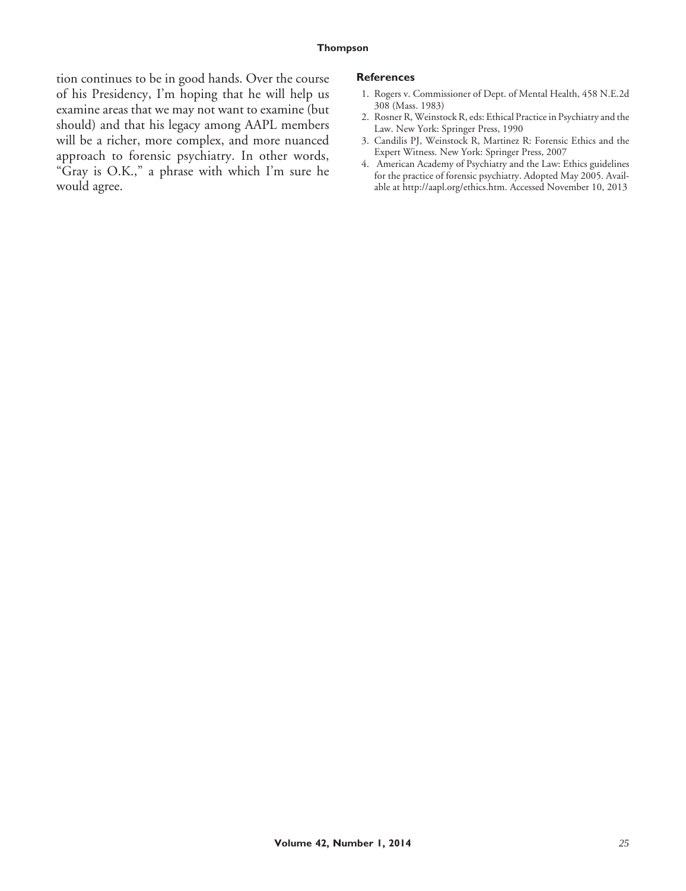tion continues to be in good hands. Over the course of his Presidency, I'm hoping that he will help us examine areas that we may not want to examine (but should) and that his legacy among AAPL members will be a richer, more complex, and more nuanced approach to forensic psychiatry. In other words, "Gray is O.K.," a phrase with which I'm sure he would agree.

## References

1. Rogers v. Commissioner of Dept. of Mental Health, 458 N.E.2d 308 (Mass. 1983)
2. Rosner R, Weinstock R, eds: Ethical Practice in Psychiatry and the Law. New York: Springer Press, 1990
3. Candilis PJ, Weinstock R, Martinez R: Forensic Ethics and the Expert Witness. New York: Springer Press, 2007
4. American Academy of Psychiatry and the Law: Ethics guidelines for the practice of forensic psychiatry. Adopted May 2005. Available at http://aapl.org/ethics.htm. Accessed November 10, 2013